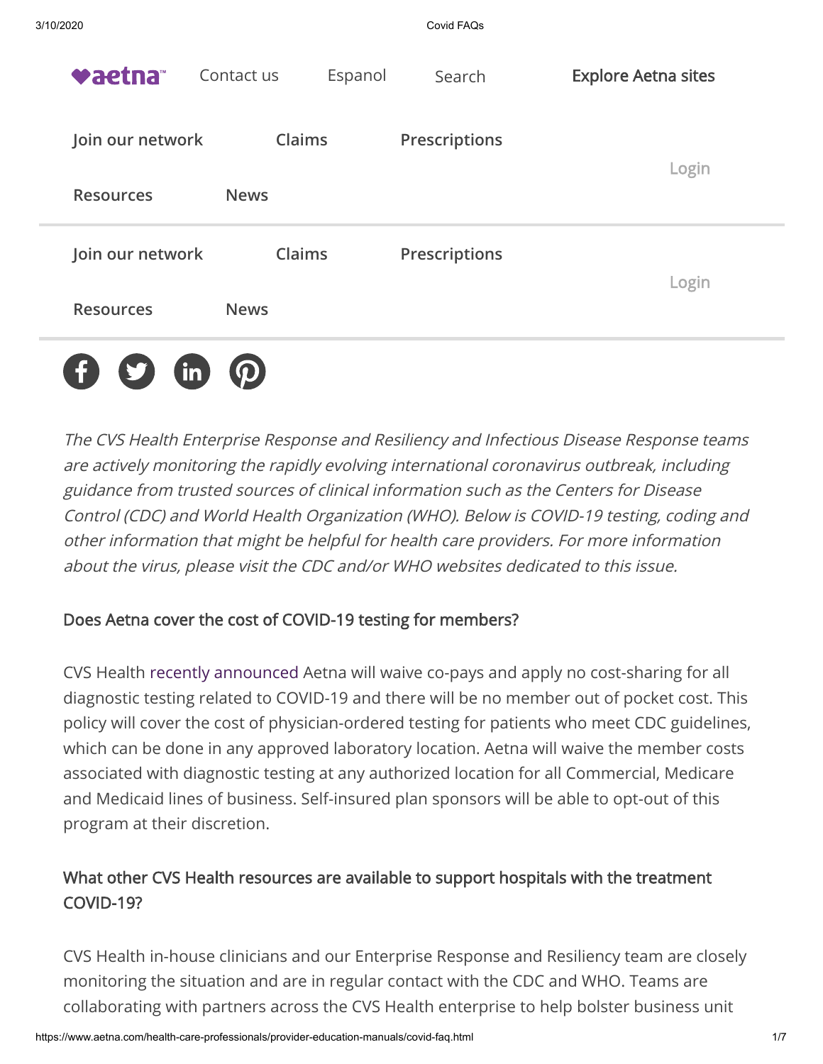aetna Contact us Espanol Search Explore Aetna sites

Join our network Claims Prescriptions Login

Resources News

Join our network Claims Prescriptions Login

Resources News

*The CVS Health Enterprise Response and Resiliency and Infectious Disease Response teams are actively monitoring the rapidly evolving international coronavirus outbreak, including guidance from trusted sources of clinical information such as the Centers for Disease Control (CDC) and World Health Organization (WHO). Below is COVID-19 testing, coding and other information that might be helpful for health care providers. For more information about the virus, please visit the CDC and/or WHO websites dedicated to this issue.*

## Does Aetna cover the cost of COVID-19 testing for members?

CVS Health recently announced Aetna will waive co-pays and apply no cost-sharing for all diagnostic testing related to COVID-19 and there will be no member out of pocket cost. This policy will cover the cost of physician-ordered testing for patients who meet CDC guidelines, which can be done in any approved laboratory location. Aetna will waive the member costs associated with diagnostic testing at any authorized location for all Commercial, Medicare and Medicaid lines of business. Self-insured plan sponsors will be able to opt-out of this program at their discretion.

## What other CVS Health resources are available to support hospitals with the treatment COVID-19?

CVS Health in-house clinicians and our Enterprise Response and Resiliency team are closely monitoring the situation and are in regular contact with the CDC and WHO. Teams are collaborating with partners across the CVS Health enterprise to help bolster business unit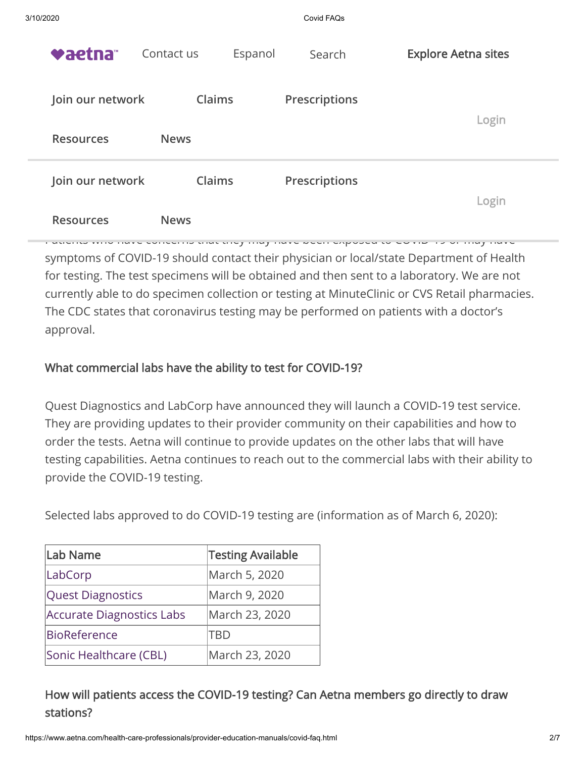symptoms of COVID-19 should contact their physician or local/state Department of Health for testing. The test specimens will be obtained and then sent to a laboratory. We are not currently able to do specimen collection or testing at MinuteClinic or CVS Retail pharmacies. The CDC states that coronavirus testing may be performed on patients with a doctor's approval.

### What commercial labs have the ability to test for COVID-19?

Quest Diagnostics and LabCorp have announced they will launch a COVID-19 test service. They are providing updates to their provider community on their capabilities and how to order the tests. Aetna will continue to provide updates on the other labs that will have testing capabilities. Aetna continues to reach out to the commercial labs with their ability to provide the COVID-19 testing.

Selected labs approved to do COVID-19 testing are (information as of March 6, 2020):

| Lab Name | Testing Available |
|---|---|
| LabCorp | March 5, 2020 |
| Quest Diagnostics | March 9, 2020 |
| Accurate Diagnostics Labs | March 23, 2020 |
| BioReference | TBD |
| Sonic Healthcare (CBL) | March 23, 2020 |

### How will patients access the COVID-19 testing? Can Aetna members go directly to draw stations?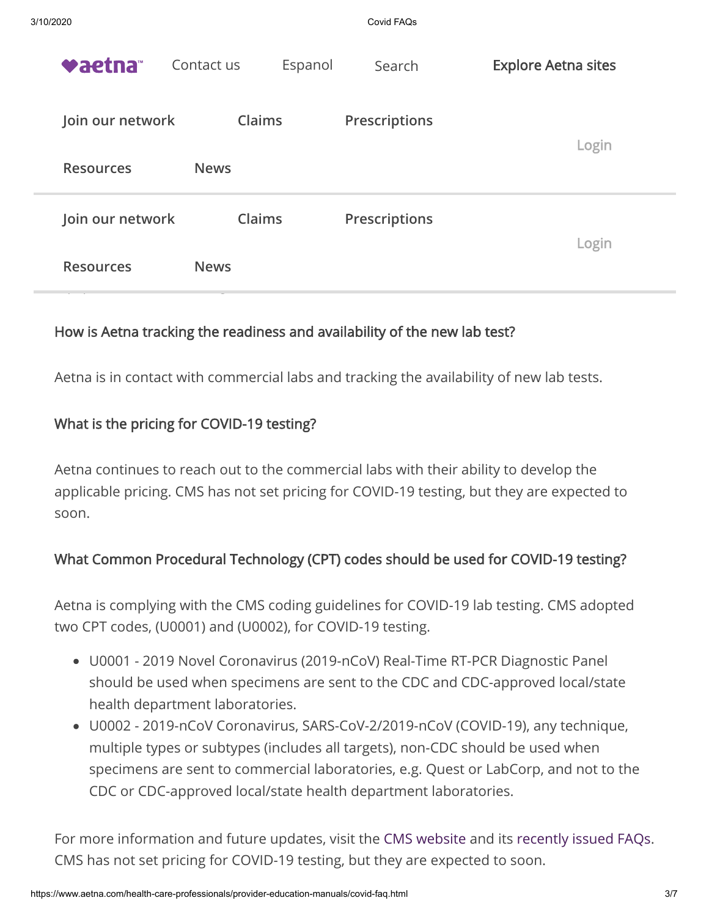### How is Aetna tracking the readiness and availability of the new lab test?

Aetna is in contact with commercial labs and tracking the availability of new lab tests.

### What is the pricing for COVID-19 testing?

Aetna continues to reach out to the commercial labs with their ability to develop the applicable pricing. CMS has not set pricing for COVID-19 testing, but they are expected to soon.

### What Common Procedural Technology (CPT) codes should be used for COVID-19 testing?

Aetna is complying with the CMS coding guidelines for COVID-19 lab testing. CMS adopted two CPT codes, (U0001) and (U0002), for COVID-19 testing.

- U0001 - 2019 Novel Coronavirus (2019-nCoV) Real-Time RT-PCR Diagnostic Panel should be used when specimens are sent to the CDC and CDC-approved local/state health department laboratories.
- U0002 - 2019-nCoV Coronavirus, SARS-CoV-2/2019-nCoV (COVID-19), any technique, multiple types or subtypes (includes all targets), non-CDC should be used when specimens are sent to commercial laboratories, e.g. Quest or LabCorp, and not to the CDC or CDC-approved local/state health department laboratories.

For more information and future updates, visit the CMS website and its recently issued FAQs. CMS has not set pricing for COVID-19 testing, but they are expected to soon.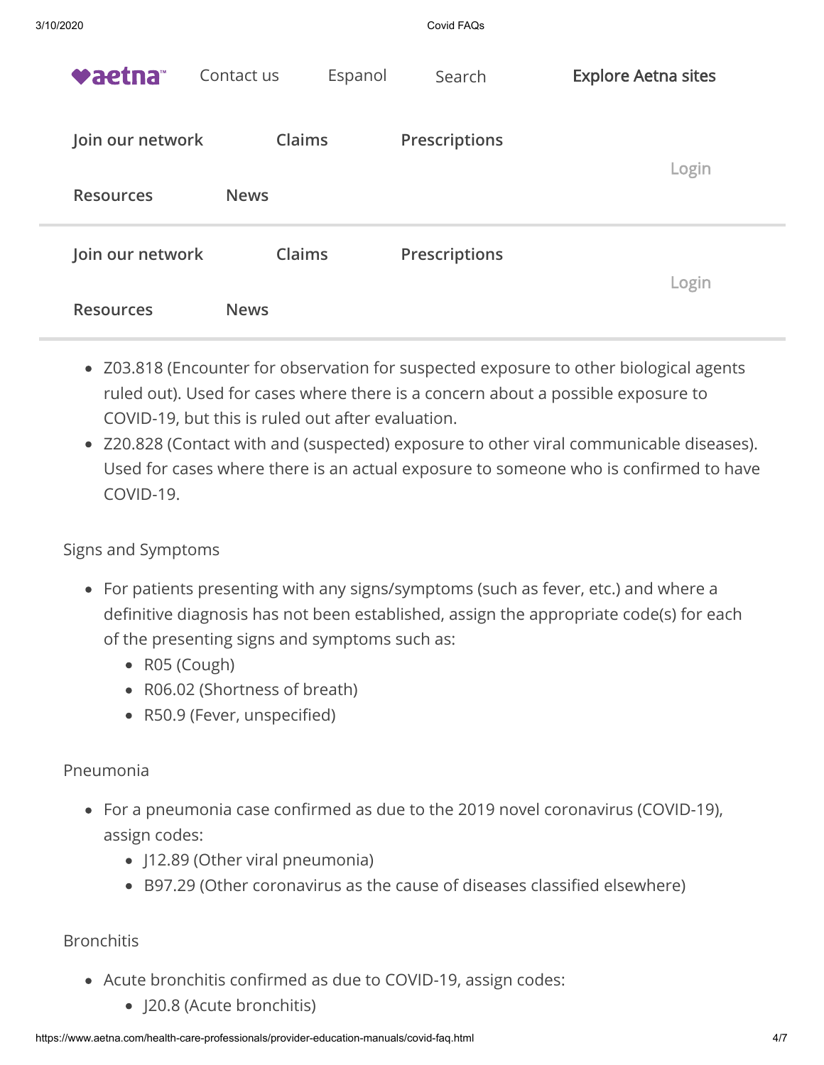- Z03.818 (Encounter for observation for suspected exposure to other biological agents ruled out). Used for cases where there is a concern about a possible exposure to COVID-19, but this is ruled out after evaluation.
- Z20.828 (Contact with and (suspected) exposure to other viral communicable diseases). Used for cases where there is an actual exposure to someone who is confirmed to have COVID-19.

Signs and Symptoms

- For patients presenting with any signs/symptoms (such as fever, etc.) and where a definitive diagnosis has not been established, assign the appropriate code(s) for each of the presenting signs and symptoms such as:
  - R05 (Cough)
  - R06.02 (Shortness of breath)
  - R50.9 (Fever, unspecified)

Pneumonia

- For a pneumonia case confirmed as due to the 2019 novel coronavirus (COVID-19), assign codes:
  - J12.89 (Other viral pneumonia)
  - B97.29 (Other coronavirus as the cause of diseases classified elsewhere)

Bronchitis

- Acute bronchitis confirmed as due to COVID-19, assign codes:
  - J20.8 (Acute bronchitis)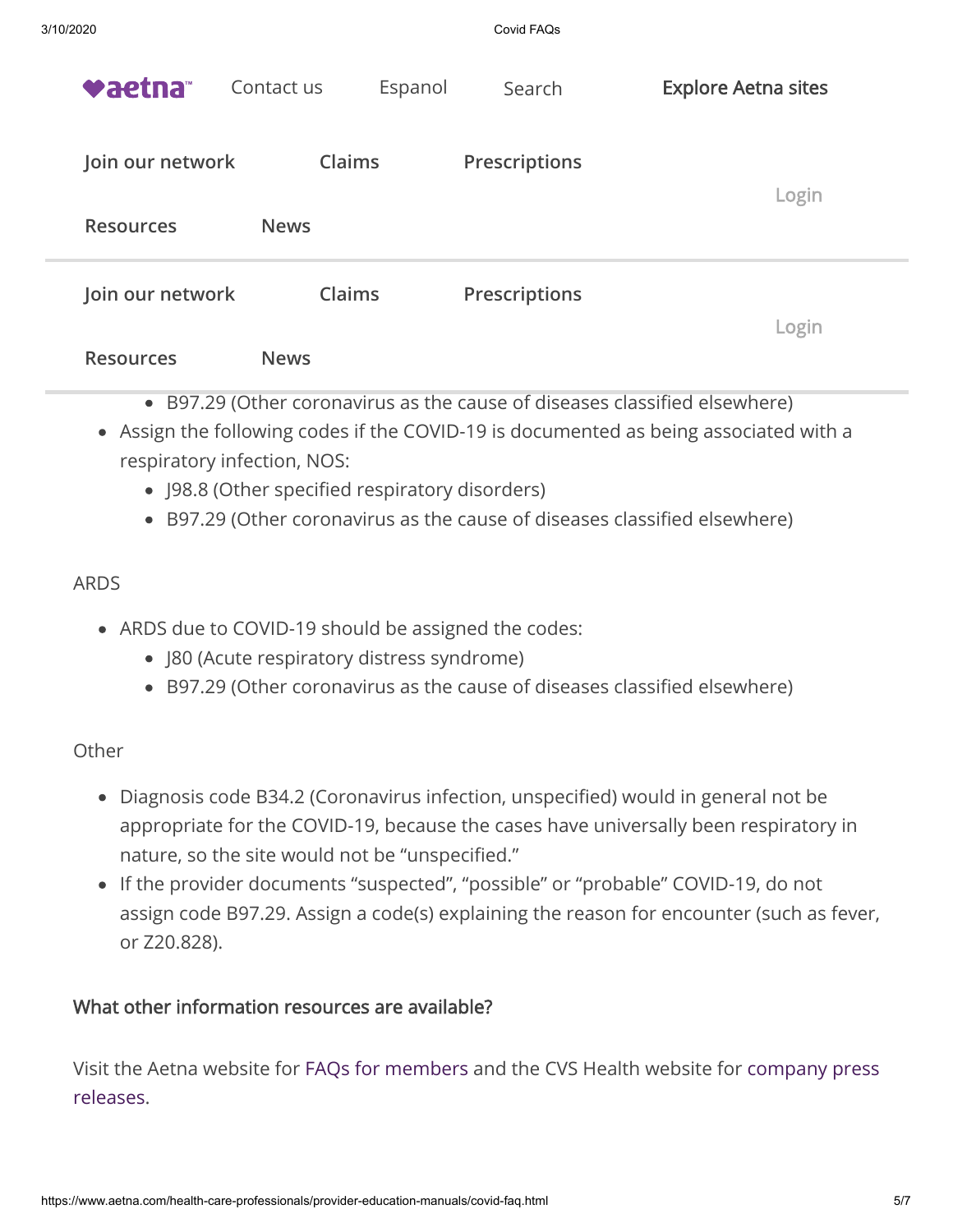- B97.29 (Other coronavirus as the cause of diseases classified elsewhere)
- Assign the following codes if the COVID-19 is documented as being associated with a respiratory infection, NOS:
    - J98.8 (Other specified respiratory disorders)
    - B97.29 (Other coronavirus as the cause of diseases classified elsewhere)

ARDS

- ARDS due to COVID-19 should be assigned the codes:
    - J80 (Acute respiratory distress syndrome)
    - B97.29 (Other coronavirus as the cause of diseases classified elsewhere)

Other

- Diagnosis code B34.2 (Coronavirus infection, unspecified) would in general not be appropriate for the COVID-19, because the cases have universally been respiratory in nature, so the site would not be "unspecified."
- If the provider documents "suspected", "possible" or "probable" COVID-19, do not assign code B97.29. Assign a code(s) explaining the reason for encounter (such as fever, or Z20.828).

### What other information resources are available?

Visit the Aetna website for FAQs for members and the CVS Health website for company press releases.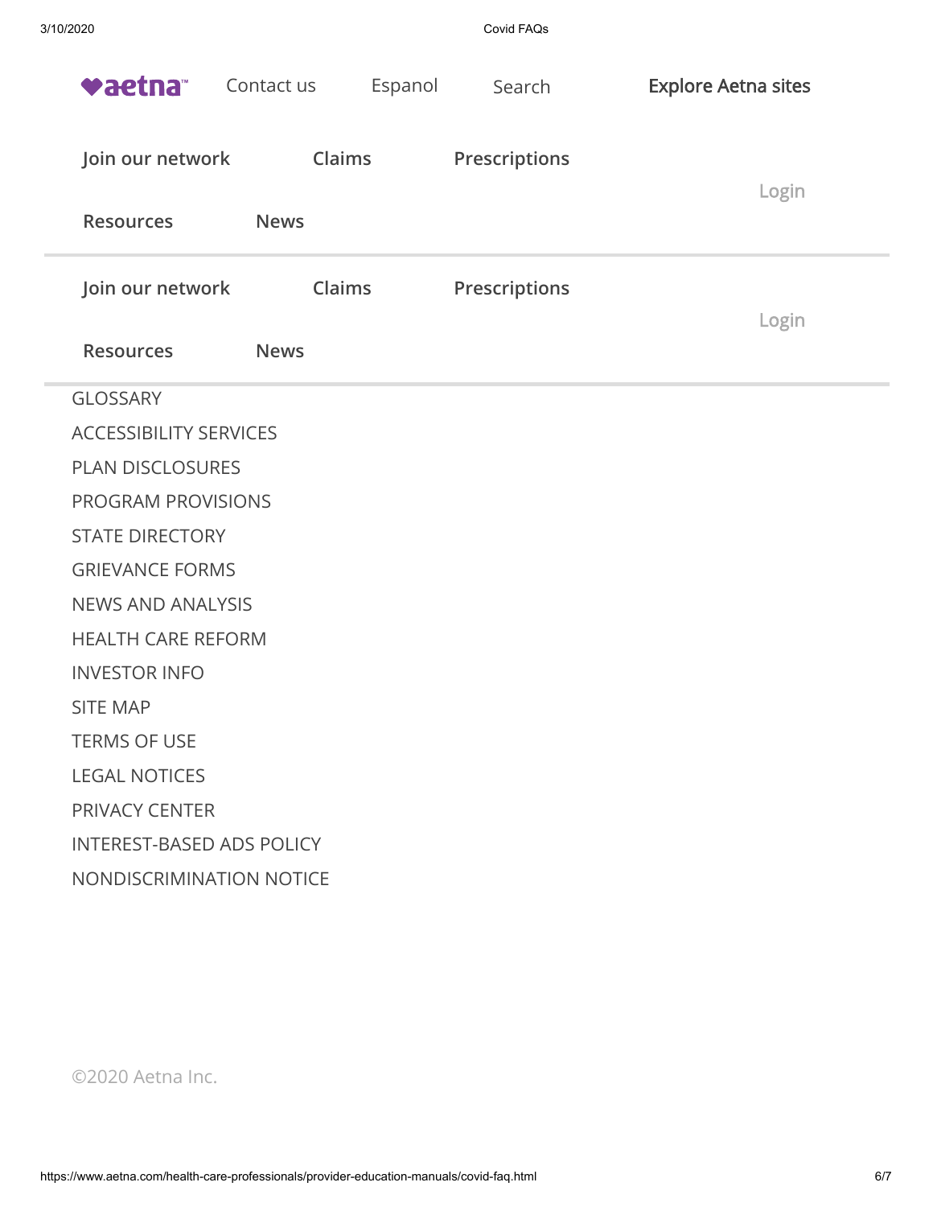aetna™ Contact us Espanol Search Explore Aetna sites

Join our network Claims Prescriptions

Resources News

Login

Join our network Claims Prescriptions

Resources News

Login

GLOSSARY

ACCESSIBILITY SERVICES

PLAN DISCLOSURES

PROGRAM PROVISIONS

STATE DIRECTORY

GRIEVANCE FORMS

NEWS AND ANALYSIS

HEALTH CARE REFORM

INVESTOR INFO

SITE MAP

TERMS OF USE

LEGAL NOTICES

PRIVACY CENTER

INTEREST-BASED ADS POLICY

NONDISCRIMINATION NOTICE

©2020 Aetna Inc.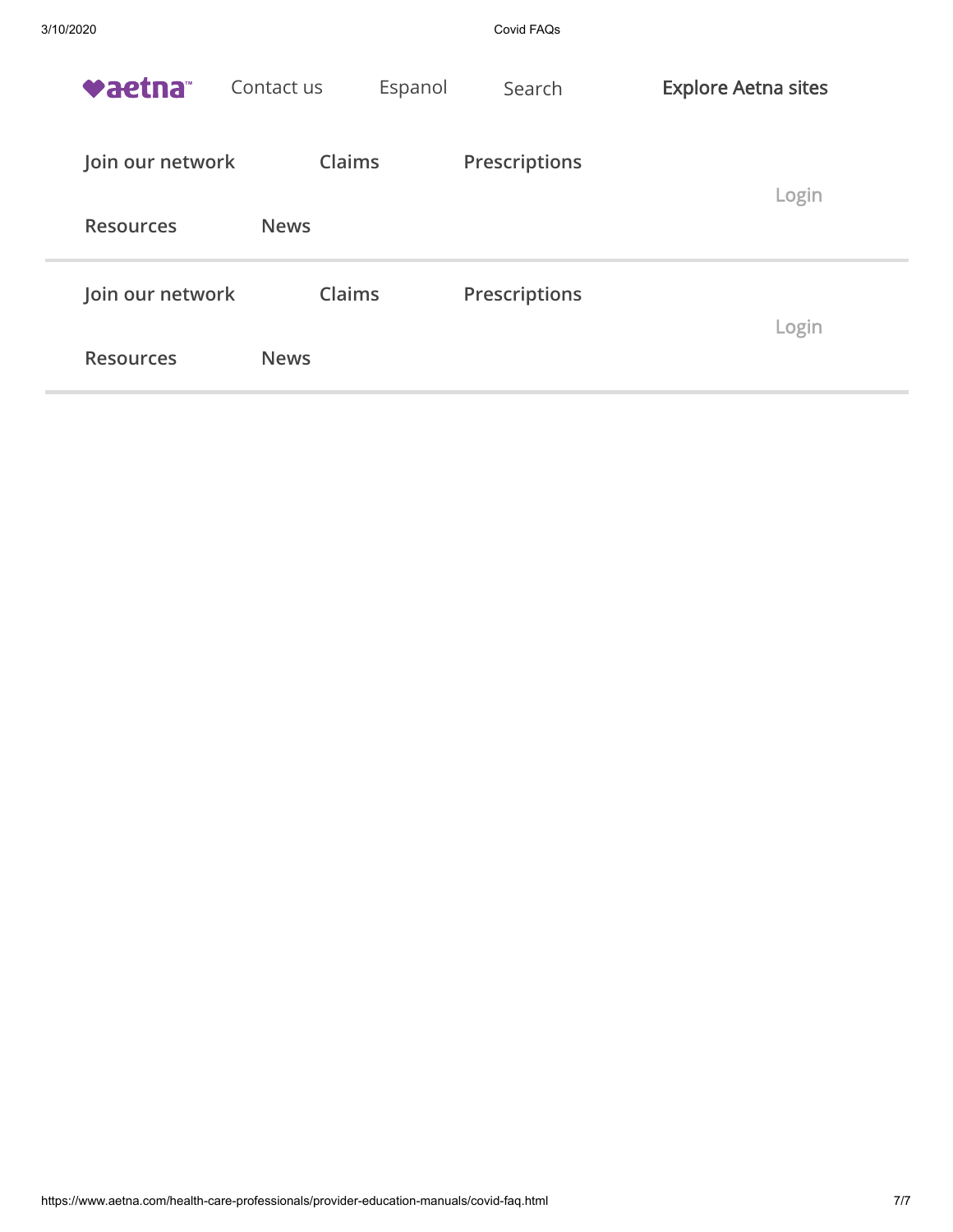aetna™ Contact us Espanol Search Explore Aetna sites

Join our network Claims Prescriptions Login

Resources News

Join our network Claims Prescriptions Login

Resources News